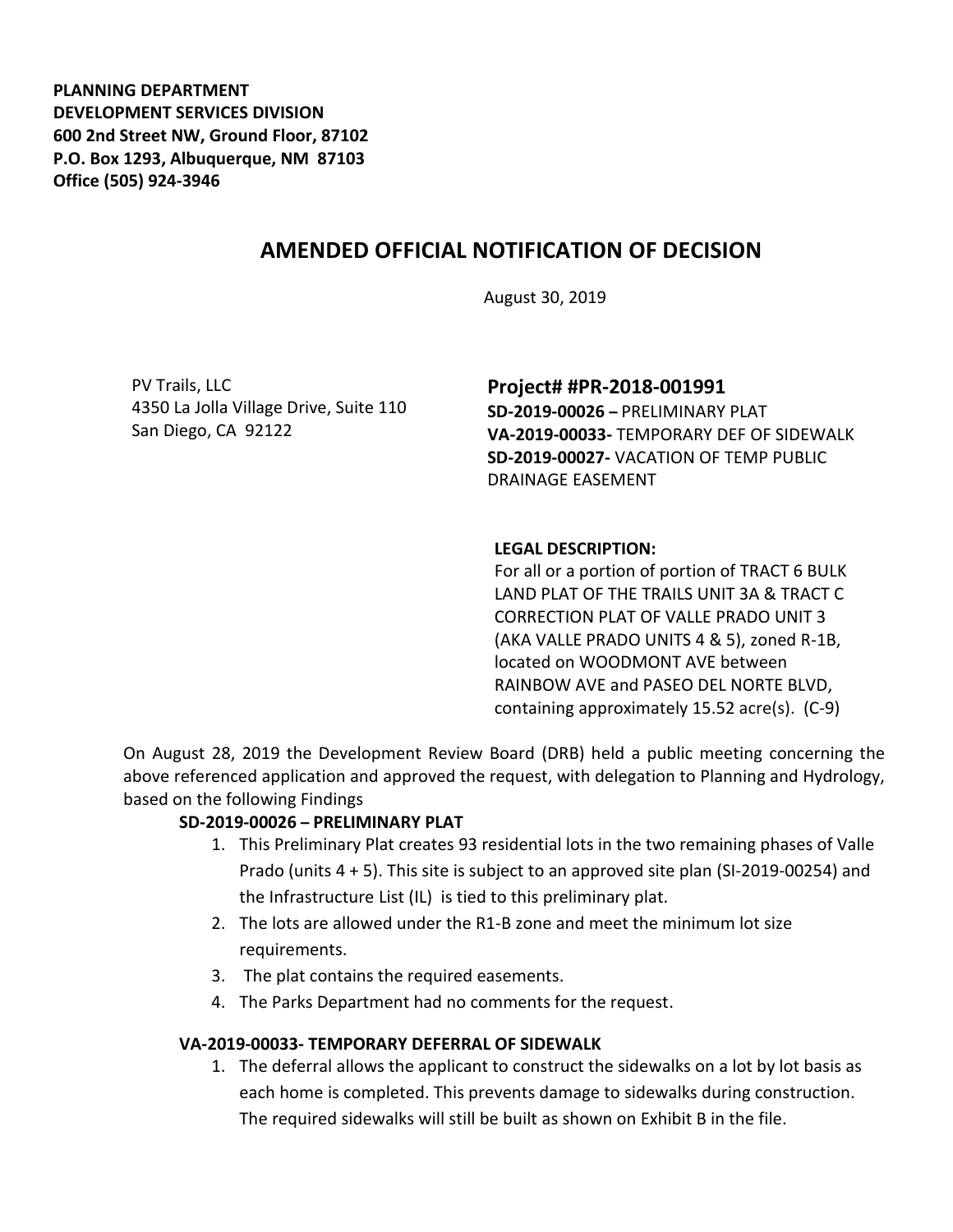**PLANNING DEPARTMENT**
**DEVELOPMENT SERVICES DIVISION**
**600 2nd Street NW, Ground Floor, 87102**
**P.O. Box 1293, Albuquerque, NM 87103**
**Office (505) 924-3946**

# AMENDED OFFICIAL NOTIFICATION OF DECISION

August 30, 2019

PV Trails, LLC
4350 La Jolla Village Drive, Suite 110
San Diego, CA 92122

**Project# #PR-2018-001991**
**SD-2019-00026 –** PRELIMINARY PLAT
**VA-2019-00033-** TEMPORARY DEF OF SIDEWALK
**SD-2019-00027-** VACATION OF TEMP PUBLIC DRAINAGE EASEMENT

**LEGAL DESCRIPTION:**
For all or a portion of portion of TRACT 6 BULK LAND PLAT OF THE TRAILS UNIT 3A & TRACT C CORRECTION PLAT OF VALLE PRADO UNIT 3 (AKA VALLE PRADO UNITS 4 & 5), zoned R-1B, located on WOODMONT AVE between RAINBOW AVE and PASEO DEL NORTE BLVD, containing approximately 15.52 acre(s). (C-9)

On August 28, 2019 the Development Review Board (DRB) held a public meeting concerning the above referenced application and approved the request, with delegation to Planning and Hydrology, based on the following Findings

**SD-2019-00026 – PRELIMINARY PLAT**

1. This Preliminary Plat creates 93 residential lots in the two remaining phases of Valle Prado (units 4 + 5). This site is subject to an approved site plan (SI-2019-00254) and the Infrastructure List (IL) is tied to this preliminary plat.
2. The lots are allowed under the R1-B zone and meet the minimum lot size requirements.
3. The plat contains the required easements.
4. The Parks Department had no comments for the request.

**VA-2019-00033- TEMPORARY DEFERRAL OF SIDEWALK**

1. The deferral allows the applicant to construct the sidewalks on a lot by lot basis as each home is completed. This prevents damage to sidewalks during construction. The required sidewalks will still be built as shown on Exhibit B in the file.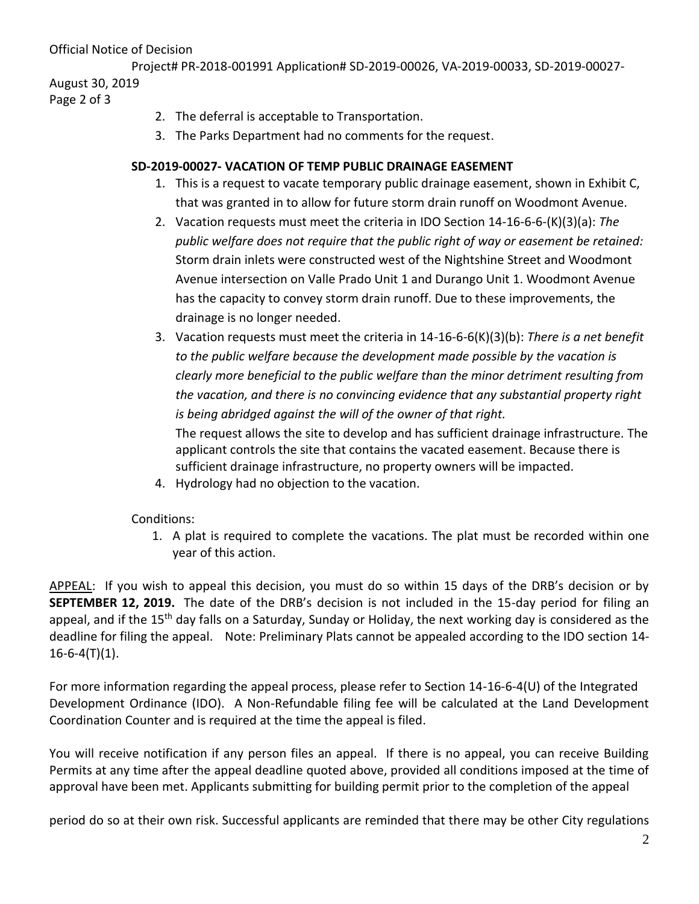2. The deferral is acceptable to Transportation.
3. The Parks Department had no comments for the request.

**SD-2019-00027- VACATION OF TEMP PUBLIC DRAINAGE EASEMENT**

1. This is a request to vacate temporary public drainage easement, shown in Exhibit C, that was granted in to allow for future storm drain runoff on Woodmont Avenue.
2. Vacation requests must meet the criteria in IDO Section 14-16-6-6-(K)(3)(a): *The public welfare does not require that the public right of way or easement be retained:* Storm drain inlets were constructed west of the Nightshine Street and Woodmont Avenue intersection on Valle Prado Unit 1 and Durango Unit 1. Woodmont Avenue has the capacity to convey storm drain runoff. Due to these improvements, the drainage is no longer needed.
3. Vacation requests must meet the criteria in 14-16-6-6(K)(3)(b): *There is a net benefit to the public welfare because the development made possible by the vacation is clearly more beneficial to the public welfare than the minor detriment resulting from the vacation, and there is no convincing evidence that any substantial property right is being abridged against the will of the owner of that right.*

   The request allows the site to develop and has sufficient drainage infrastructure. The applicant controls the site that contains the vacated easement. Because there is sufficient drainage infrastructure, no property owners will be impacted.
4. Hydrology had no objection to the vacation.

Conditions:

1. A plat is required to complete the vacations. The plat must be recorded within one year of this action.

APPEAL: If you wish to appeal this decision, you must do so within 15 days of the DRB's decision or by **SEPTEMBER 12, 2019.** The date of the DRB's decision is not included in the 15-day period for filing an appeal, and if the 15th day falls on a Saturday, Sunday or Holiday, the next working day is considered as the deadline for filing the appeal. Note: Preliminary Plats cannot be appealed according to the IDO section 14-16-6-4(T)(1).

For more information regarding the appeal process, please refer to Section 14-16-6-4(U) of the Integrated Development Ordinance (IDO). A Non-Refundable filing fee will be calculated at the Land Development Coordination Counter and is required at the time the appeal is filed.

You will receive notification if any person files an appeal. If there is no appeal, you can receive Building Permits at any time after the appeal deadline quoted above, provided all conditions imposed at the time of approval have been met. Applicants submitting for building permit prior to the completion of the appeal period do so at their own risk. Successful applicants are reminded that there may be other City regulations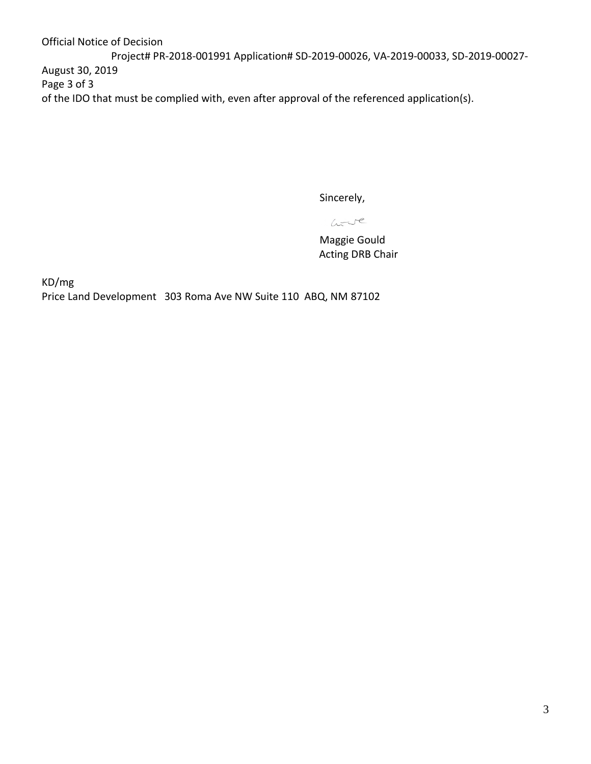of the IDO that must be complied with, even after approval of the referenced application(s).

Sincerely,

Maggie Gould
Acting DRB Chair

KD/mg
Price Land Development 303 Roma Ave NW Suite 110 ABQ, NM 87102